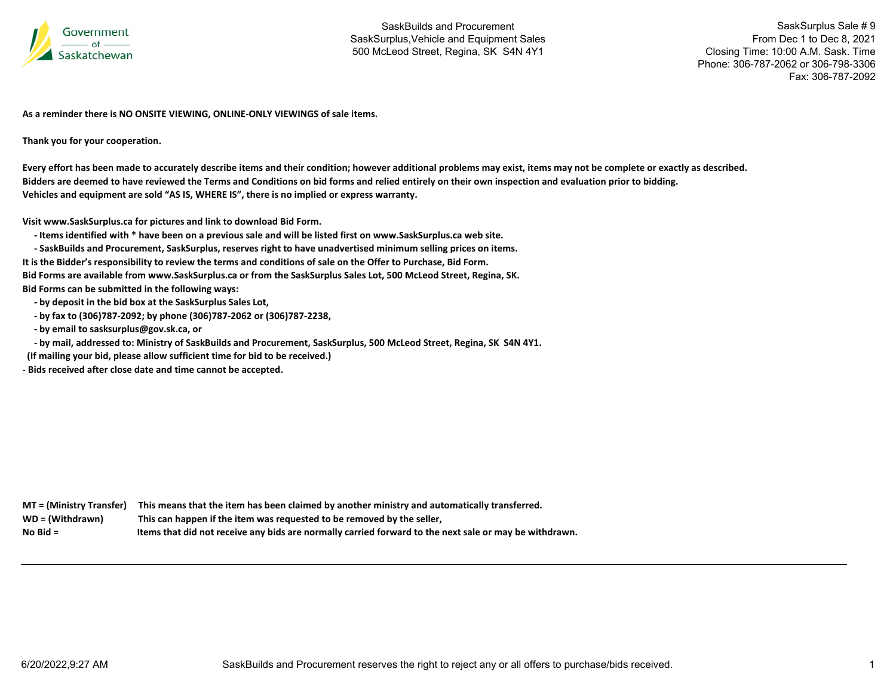Government of Saskatchewan

SaskBuilds and Procurement
SaskSurplus,Vehicle and Equipment Sales
500 McLeod Street, Regina, SK  S4N 4Y1

SaskSurplus Sale # 9
From Dec 1 to Dec 8, 2021
Closing Time: 10:00 A.M. Sask. Time
Phone: 306-787-2062 or 306-798-3306
Fax: 306-787-2092

**As a reminder there is NO ONSITE VIEWING, ONLINE-ONLY VIEWINGS of sale items.**

**Thank you for your cooperation.**

**Every effort has been made to accurately describe items and their condition; however additional problems may exist, items may not be complete or exactly as described.**
**Bidders are deemed to have reviewed the Terms and Conditions on bid forms and relied entirely on their own inspection and evaluation prior to bidding.**
**Vehicles and equipment are sold "AS IS, WHERE IS", there is no implied or express warranty.**

**Visit www.SaskSurplus.ca for pictures and link to download Bid Form.**

- **Items identified with * have been on a previous sale and will be listed first on www.SaskSurplus.ca web site.**
- **SaskBuilds and Procurement, SaskSurplus, reserves right to have unadvertised minimum selling prices on items.**

**It is the Bidder's responsibility to review the terms and conditions of sale on the Offer to Purchase, Bid Form.**
**Bid Forms are available from www.SaskSurplus.ca or from the SaskSurplus Sales Lot, 500 McLeod Street, Regina, SK.**
**Bid Forms can be submitted in the following ways:**

- **by deposit in the bid box at the SaskSurplus Sales Lot,**
- **by fax to (306)787-2092; by phone (306)787-2062 or (306)787-2238,**
- **by email to sasksurplus@gov.sk.ca, or**
- **by mail, addressed to: Ministry of SaskBuilds and Procurement, SaskSurplus, 500 McLeod Street, Regina, SK  S4N 4Y1.**

**(If mailing your bid, please allow sufficient time for bid to be received.)**

- **Bids received after close date and time cannot be accepted.**

**MT = (Ministry Transfer)** **This means that the item has been claimed by another ministry and automatically transferred.**
**WD = (Withdrawn)** **This can happen if the item was requested to be removed by the seller,**
**No Bid =** **Items that did not receive any bids are normally carried forward to the next sale or may be withdrawn.**

6/20/2022,9:27 AM

SaskBuilds and Procurement reserves the right to reject any or all offers to purchase/bids received.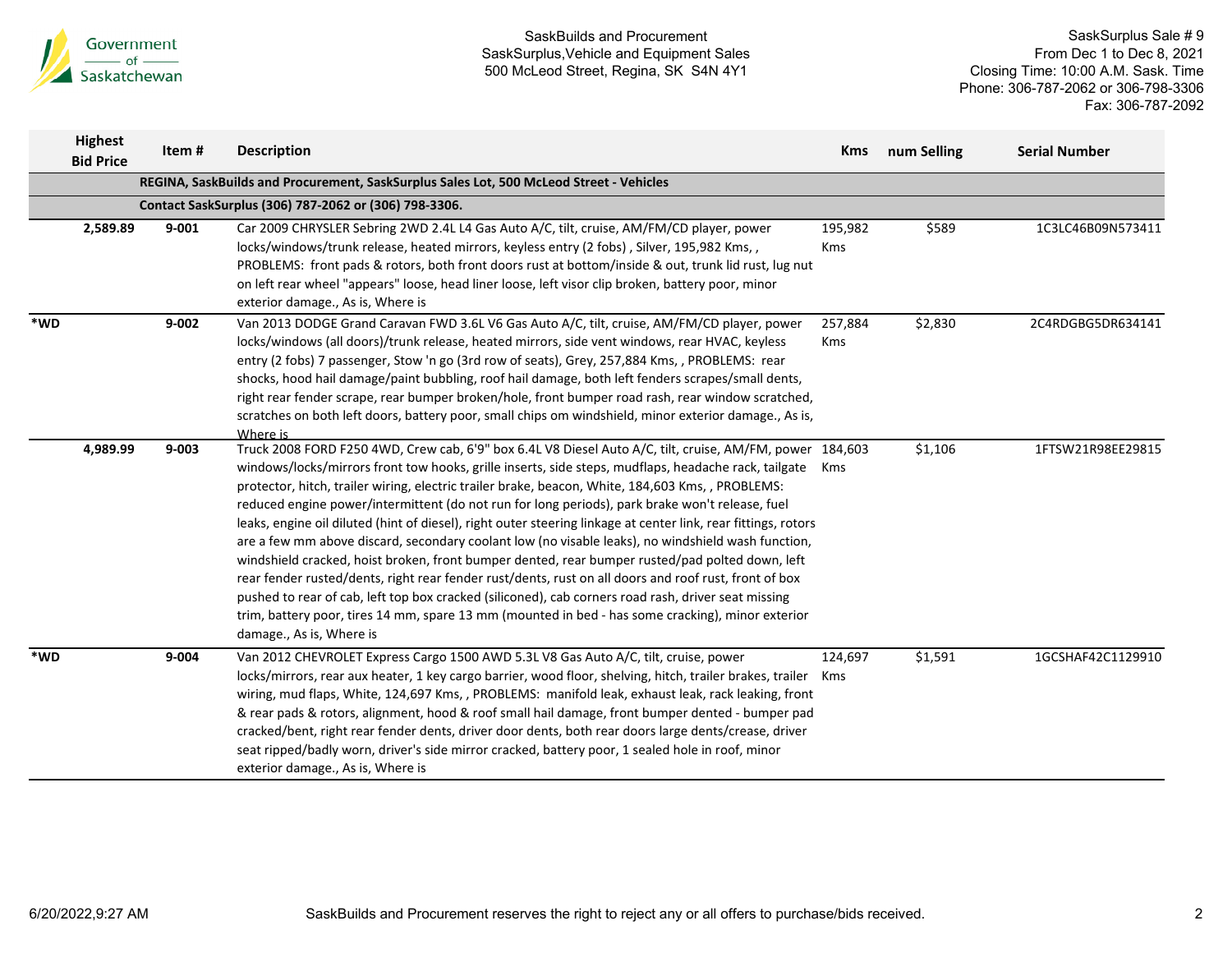SaskBuilds and Procurement
SaskSurplus,Vehicle and Equipment Sales
500 McLeod Street, Regina, SK S4N 4Y1

SaskSurplus Sale # 9
From Dec 1 to Dec 8, 2021
Closing Time: 10:00 A.M. Sask. Time
Phone: 306-787-2062 or 306-798-3306
Fax: 306-787-2092

| Highest Bid Price | Item # | Description | Kms | num Selling | Serial Number |
|---|---|---|---|---|---|
| | | **REGINA, SaskBuilds and Procurement, SaskSurplus Sales Lot, 500 McLeod Street - Vehicles** | | | |
| | | **Contact SaskSurplus (306) 787-2062 or (306) 798-3306.** | | | |
| **2,589.89** | **9-001** | Car 2009 CHRYSLER Sebring 2WD 2.4L L4 Gas Auto A/C, tilt, cruise, AM/FM/CD player, power locks/windows/trunk release, heated mirrors, keyless entry (2 fobs) , Silver, 195,982 Kms, , PROBLEMS: front pads & rotors, both front doors rust at bottom/inside & out, trunk lid rust, lug nut on left rear wheel "appears" loose, head liner loose, left visor clip broken, battery poor, minor exterior damage., As is, Where is | 195,982 Kms | $589 | 1C3LC46B09N573411 |
| **\*WD** | **9-002** | Van 2013 DODGE Grand Caravan FWD 3.6L V6 Gas Auto A/C, tilt, cruise, AM/FM/CD player, power locks/windows (all doors)/trunk release, heated mirrors, side vent windows, rear HVAC, keyless entry (2 fobs) 7 passenger, Stow 'n go (3rd row of seats), Grey, 257,884 Kms, , PROBLEMS: rear shocks, hood hail damage/paint bubbling, roof hail damage, both left fenders scrapes/small dents, right rear fender scrape, rear bumper broken/hole, front bumper road rash, rear window scratched, scratches on both left doors, battery poor, small chips om windshield, minor exterior damage., As is, Where is | 257,884 Kms | $2,830 | 2C4RDGBG5DR634141 |
| **4,989.99** | **9-003** | Truck 2008 FORD F250 4WD, Crew cab, 6'9" box 6.4L V8 Diesel Auto A/C, tilt, cruise, AM/FM, power windows/locks/mirrors front tow hooks, grille inserts, side steps, mudflaps, headache rack, tailgate protector, hitch, trailer wiring, electric trailer brake, beacon, White, 184,603 Kms, , PROBLEMS: reduced engine power/intermittent (do not run for long periods), park brake won't release, fuel leaks, engine oil diluted (hint of diesel), right outer steering linkage at center link, rear fittings, rotors are a few mm above discard, secondary coolant low (no visable leaks), no windshield wash function, windshield cracked, hoist broken, front bumper dented, rear bumper rusted/pad polted down, left rear fender rusted/dents, right rear fender rust/dents, rust on all doors and roof rust, front of box pushed to rear of cab, left top box cracked (siliconed), cab corners road rash, driver seat missing trim, battery poor, tires 14 mm, spare 13 mm (mounted in bed - has some cracking), minor exterior damage., As is, Where is | 184,603 Kms | $1,106 | 1FTSW21R98EE29815 |
| **\*WD** | **9-004** | Van 2012 CHEVROLET Express Cargo 1500 AWD 5.3L V8 Gas Auto A/C, tilt, cruise, power locks/mirrors, rear aux heater, 1 key cargo barrier, wood floor, shelving, hitch, trailer brakes, trailer wiring, mud flaps, White, 124,697 Kms, , PROBLEMS: manifold leak, exhaust leak, rack leaking, front & rear pads & rotors, alignment, hood & roof small hail damage, front bumper dented - bumper pad cracked/bent, right rear fender dents, driver door dents, both rear doors large dents/crease, driver seat ripped/badly worn, driver's side mirror cracked, battery poor, 1 sealed hole in roof, minor exterior damage., As is, Where is | 124,697 Kms | $1,591 | 1GCSHAF42C1129910 |

6/20/2022,9:27 AM

SaskBuilds and Procurement reserves the right to reject any or all offers to purchase/bids received.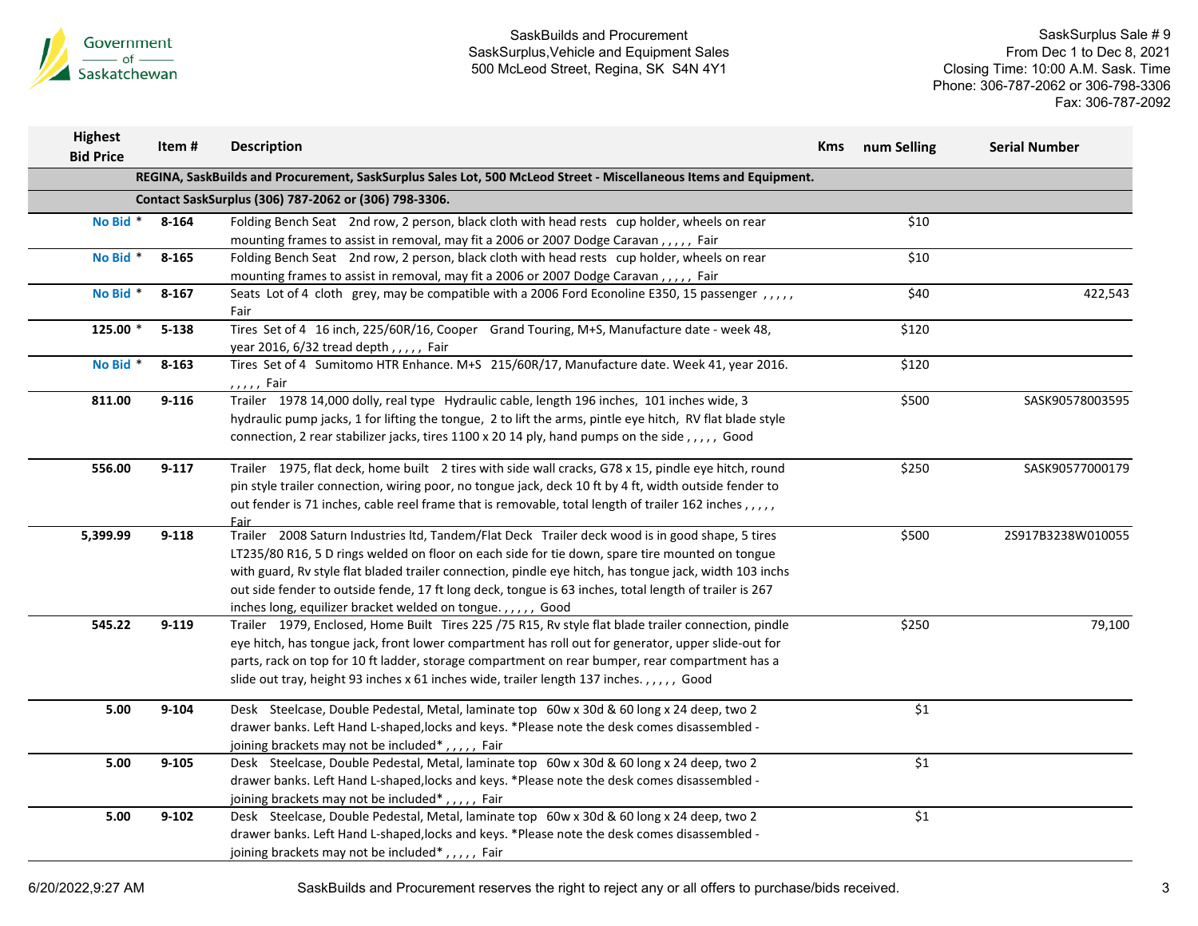| Highest Bid Price | Item # | Description | Kms | num Selling | Serial Number |
|---|---|---|---|---|---|
| | | **REGINA, SaskBuilds and Procurement, SaskSurplus Sales Lot, 500 McLeod Street - Miscellaneous Items and Equipment.** | | | |
| | | **Contact SaskSurplus (306) 787-2062 or (306) 798-3306.** | | | |
| No Bid * | 8-164 | Folding Bench Seat 2nd row, 2 person, black cloth with head rests cup holder, wheels on rear mounting frames to assist in removal, may fit a 2006 or 2007 Dodge Caravan , , , , , Fair | | $10 | |
| No Bid * | 8-165 | Folding Bench Seat 2nd row, 2 person, black cloth with head rests cup holder, wheels on rear mounting frames to assist in removal, may fit a 2006 or 2007 Dodge Caravan , , , , , Fair | | $10 | |
| No Bid * | 8-167 | Seats Lot of 4 cloth grey, may be compatible with a 2006 Ford Econoline E350, 15 passenger , , , , , Fair | | $40 | 422,543 |
| 125.00 * | 5-138 | Tires Set of 4 16 inch, 225/60R/16, Cooper Grand Touring, M+S, Manufacture date - week 48, year 2016, 6/32 tread depth , , , , , Fair | | $120 | |
| No Bid * | 8-163 | Tires Set of 4 Sumitomo HTR Enhance. M+S 215/60R/17, Manufacture date. Week 41, year 2016. , , , , , Fair | | $120 | |
| 811.00 | 9-116 | Trailer 1978 14,000 dolly, real type Hydraulic cable, length 196 inches, 101 inches wide, 3 hydraulic pump jacks, 1 for lifting the tongue, 2 to lift the arms, pintle eye hitch, RV flat blade style connection, 2 rear stabilizer jacks, tires 1100 x 20 14 ply, hand pumps on the side , , , , , Good | | $500 | SASK90578003595 |
| 556.00 | 9-117 | Trailer 1975, flat deck, home built 2 tires with side wall cracks, G78 x 15, pindle eye hitch, round pin style trailer connection, wiring poor, no tongue jack, deck 10 ft by 4 ft, width outside fender to out fender is 71 inches, cable reel frame that is removable, total length of trailer 162 inches , , , , , Fair | | $250 | SASK90577000179 |
| 5,399.99 | 9-118 | Trailer 2008 Saturn Industries ltd, Tandem/Flat Deck Trailer deck wood is in good shape, 5 tires LT235/80 R16, 5 D rings welded on floor on each side for tie down, spare tire mounted on tongue with guard, Rv style flat bladed trailer connection, pindle eye hitch, has tongue jack, width 103 inchs out side fender to outside fende, 17 ft long deck, tongue is 63 inches, total length of trailer is 267 inches long, equilizer bracket welded on tongue. , , , , , Good | | $500 | 2S917B3238W010055 |
| 545.22 | 9-119 | Trailer 1979, Enclosed, Home Built Tires 225 /75 R15, Rv style flat blade trailer connection, pindle eye hitch, has tongue jack, front lower compartment has roll out for generator, upper slide-out for parts, rack on top for 10 ft ladder, storage compartment on rear bumper, rear compartment has a slide out tray, height 93 inches x 61 inches wide, trailer length 137 inches. , , , , , Good | | $250 | 79,100 |
| 5.00 | 9-104 | Desk Steelcase, Double Pedestal, Metal, laminate top 60w x 30d & 60 long x 24 deep, two 2 drawer banks. Left Hand L-shaped,locks and keys. *Please note the desk comes disassembled - joining brackets may not be included* , , , , , Fair | | $1 | |
| 5.00 | 9-105 | Desk Steelcase, Double Pedestal, Metal, laminate top 60w x 30d & 60 long x 24 deep, two 2 drawer banks. Left Hand L-shaped,locks and keys. *Please note the desk comes disassembled - joining brackets may not be included* , , , , , Fair | | $1 | |
| 5.00 | 9-102 | Desk Steelcase, Double Pedestal, Metal, laminate top 60w x 30d & 60 long x 24 deep, two 2 drawer banks. Left Hand L-shaped,locks and keys. *Please note the desk comes disassembled - joining brackets may not be included* , , , , , Fair | | $1 | |

SaskBuilds and Procurement reserves the right to reject any or all offers to purchase/bids received.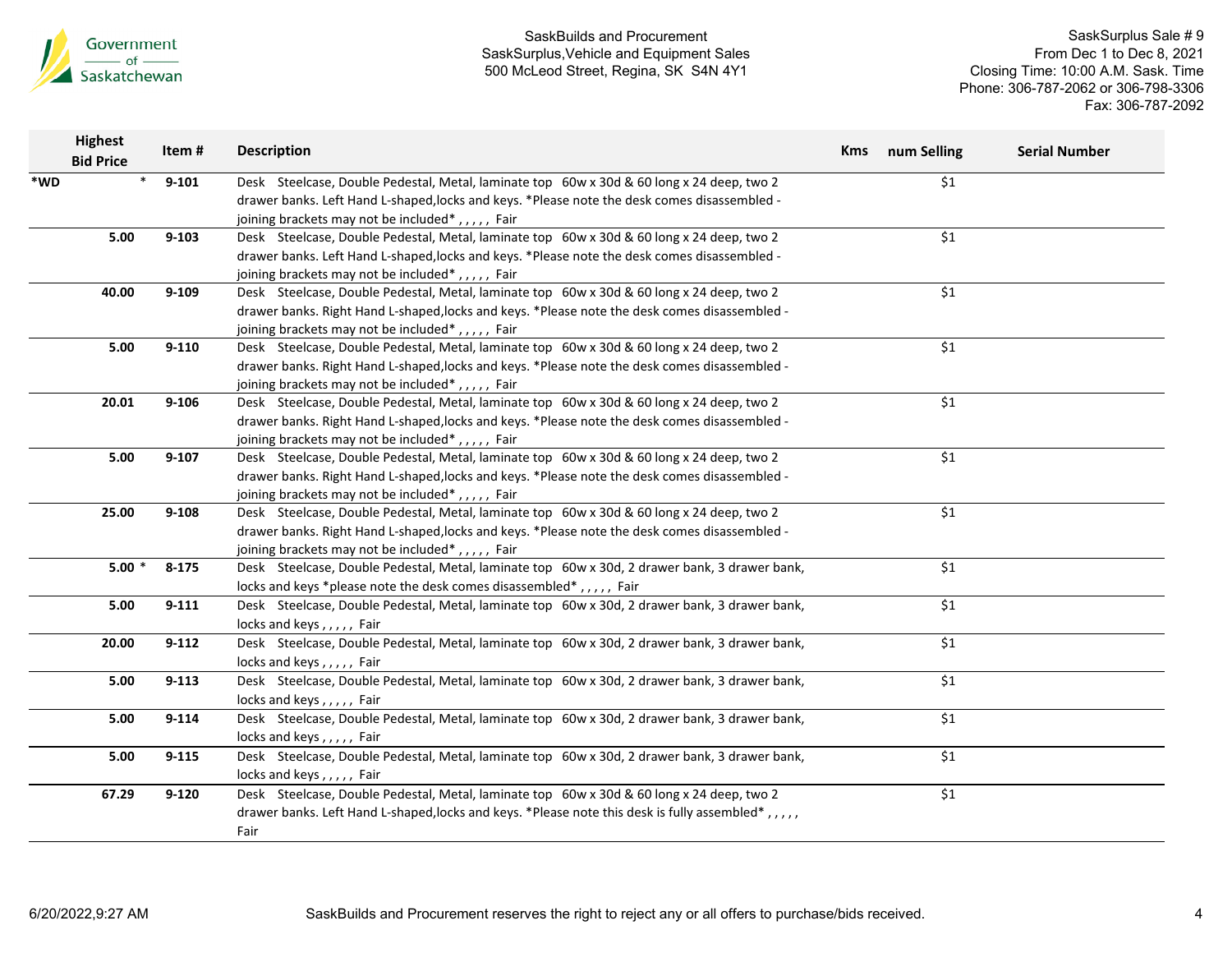| Highest Bid Price | Item # | Description | Kms | num Selling | Serial Number |
|---|---|---|---|---|---|
| *WD * | 9-101 | Desk Steelcase, Double Pedestal, Metal, laminate top 60w x 30d & 60 long x 24 deep, two 2 drawer banks. Left Hand L-shaped,locks and keys. *Please note the desk comes disassembled - joining brackets may not be included* , , , , , Fair | | $1 | |
| 5.00 | 9-103 | Desk Steelcase, Double Pedestal, Metal, laminate top 60w x 30d & 60 long x 24 deep, two 2 drawer banks. Left Hand L-shaped,locks and keys. *Please note the desk comes disassembled - joining brackets may not be included* , , , , , Fair | | $1 | |
| 40.00 | 9-109 | Desk Steelcase, Double Pedestal, Metal, laminate top 60w x 30d & 60 long x 24 deep, two 2 drawer banks. Right Hand L-shaped,locks and keys. *Please note the desk comes disassembled - joining brackets may not be included* , , , , , Fair | | $1 | |
| 5.00 | 9-110 | Desk Steelcase, Double Pedestal, Metal, laminate top 60w x 30d & 60 long x 24 deep, two 2 drawer banks. Right Hand L-shaped,locks and keys. *Please note the desk comes disassembled - joining brackets may not be included* , , , , , Fair | | $1 | |
| 20.01 | 9-106 | Desk Steelcase, Double Pedestal, Metal, laminate top 60w x 30d & 60 long x 24 deep, two 2 drawer banks. Right Hand L-shaped,locks and keys. *Please note the desk comes disassembled - joining brackets may not be included* , , , , , Fair | | $1 | |
| 5.00 | 9-107 | Desk Steelcase, Double Pedestal, Metal, laminate top 60w x 30d & 60 long x 24 deep, two 2 drawer banks. Right Hand L-shaped,locks and keys. *Please note the desk comes disassembled - joining brackets may not be included* , , , , , Fair | | $1 | |
| 25.00 | 9-108 | Desk Steelcase, Double Pedestal, Metal, laminate top 60w x 30d & 60 long x 24 deep, two 2 drawer banks. Right Hand L-shaped,locks and keys. *Please note the desk comes disassembled - joining brackets may not be included* , , , , , Fair | | $1 | |
| 5.00 * | 8-175 | Desk Steelcase, Double Pedestal, Metal, laminate top 60w x 30d, 2 drawer bank, 3 drawer bank, locks and keys *please note the desk comes disassembled* , , , , , Fair | | $1 | |
| 5.00 | 9-111 | Desk Steelcase, Double Pedestal, Metal, laminate top 60w x 30d, 2 drawer bank, 3 drawer bank, locks and keys , , , , , Fair | | $1 | |
| 20.00 | 9-112 | Desk Steelcase, Double Pedestal, Metal, laminate top 60w x 30d, 2 drawer bank, 3 drawer bank, locks and keys , , , , , Fair | | $1 | |
| 5.00 | 9-113 | Desk Steelcase, Double Pedestal, Metal, laminate top 60w x 30d, 2 drawer bank, 3 drawer bank, locks and keys , , , , , Fair | | $1 | |
| 5.00 | 9-114 | Desk Steelcase, Double Pedestal, Metal, laminate top 60w x 30d, 2 drawer bank, 3 drawer bank, locks and keys , , , , , Fair | | $1 | |
| 5.00 | 9-115 | Desk Steelcase, Double Pedestal, Metal, laminate top 60w x 30d, 2 drawer bank, 3 drawer bank, locks and keys , , , , , Fair | | $1 | |
| 67.29 | 9-120 | Desk Steelcase, Double Pedestal, Metal, laminate top 60w x 30d & 60 long x 24 deep, two 2 drawer banks. Left Hand L-shaped,locks and keys. *Please note this desk is fully assembled* , , , , , Fair | | $1 | |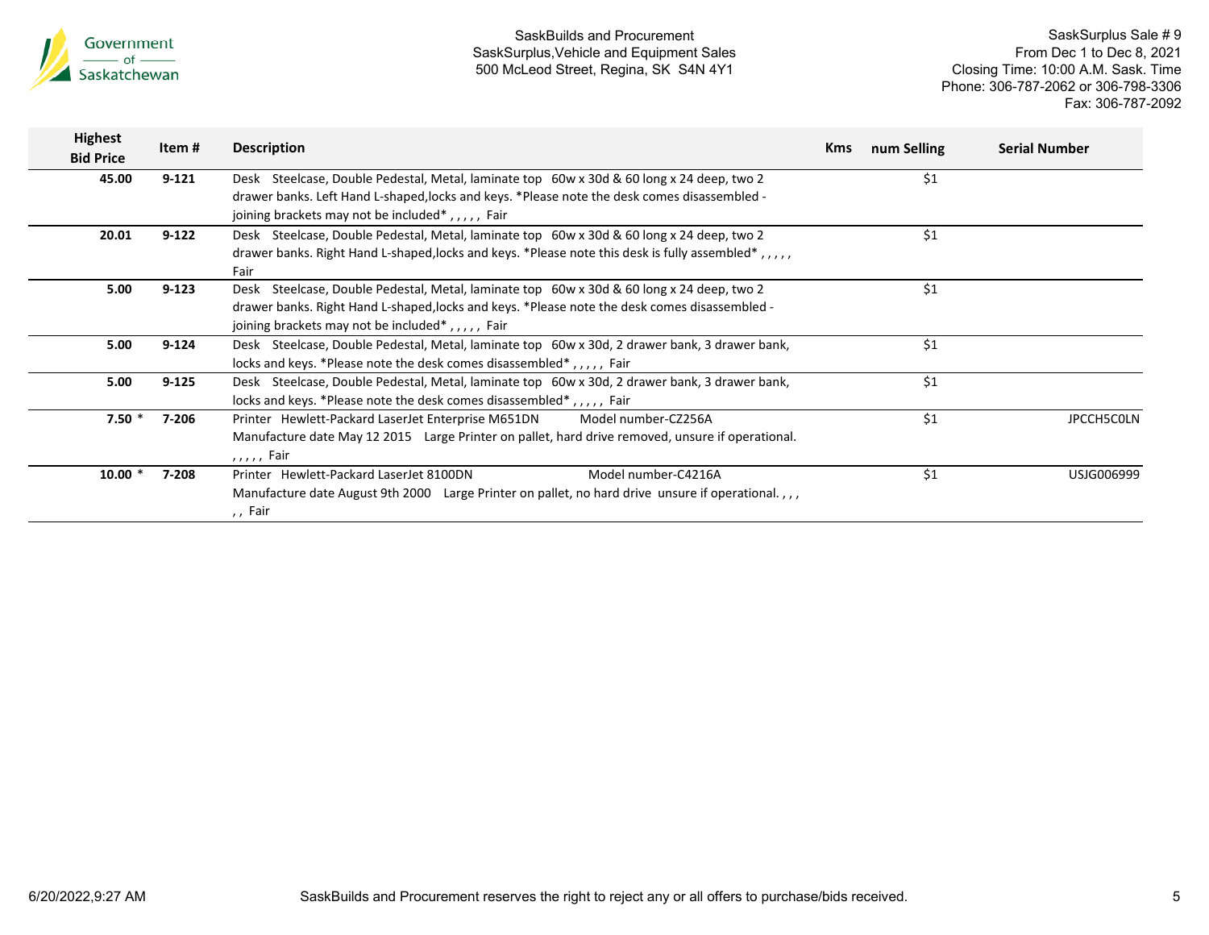Government of Saskatchewan

SaskBuilds and Procurement
SaskSurplus,Vehicle and Equipment Sales
500 McLeod Street, Regina, SK S4N 4Y1

SaskSurplus Sale # 9
From Dec 1 to Dec 8, 2021
Closing Time: 10:00 A.M. Sask. Time
Phone: 306-787-2062 or 306-798-3306
Fax: 306-787-2092

| Highest Bid Price | Item # | Description | Kms | num Selling | Serial Number |
|---|---|---|---|---|---|
| 45.00 | 9-121 | Desk Steelcase, Double Pedestal, Metal, laminate top 60w x 30d & 60 long x 24 deep, two 2 drawer banks. Left Hand L-shaped,locks and keys. *Please note the desk comes disassembled - joining brackets may not be included* , , , , , Fair | | $1 | |
| 20.01 | 9-122 | Desk Steelcase, Double Pedestal, Metal, laminate top 60w x 30d & 60 long x 24 deep, two 2 drawer banks. Right Hand L-shaped,locks and keys. *Please note this desk is fully assembled* , , , , , Fair | | $1 | |
| 5.00 | 9-123 | Desk Steelcase, Double Pedestal, Metal, laminate top 60w x 30d & 60 long x 24 deep, two 2 drawer banks. Right Hand L-shaped,locks and keys. *Please note the desk comes disassembled - joining brackets may not be included* , , , , , Fair | | $1 | |
| 5.00 | 9-124 | Desk Steelcase, Double Pedestal, Metal, laminate top 60w x 30d, 2 drawer bank, 3 drawer bank, locks and keys. *Please note the desk comes disassembled* , , , , , Fair | | $1 | |
| 5.00 | 9-125 | Desk Steelcase, Double Pedestal, Metal, laminate top 60w x 30d, 2 drawer bank, 3 drawer bank, locks and keys. *Please note the desk comes disassembled* , , , , , Fair | | $1 | |
| 7.50 * | 7-206 | Printer Hewlett-Packard LaserJet Enterprise M651DN Model number-CZ256A Manufacture date May 12 2015 Large Printer on pallet, hard drive removed, unsure if operational. , , , , , Fair | | $1 | JPCCH5C0LN |
| 10.00 * | 7-208 | Printer Hewlett-Packard LaserJet 8100DN Model number-C4216A Manufacture date August 9th 2000 Large Printer on pallet, no hard drive unsure if operational. , , , , , Fair | | $1 | USJG006999 |

6/20/2022,9:27 AM

SaskBuilds and Procurement reserves the right to reject any or all offers to purchase/bids received.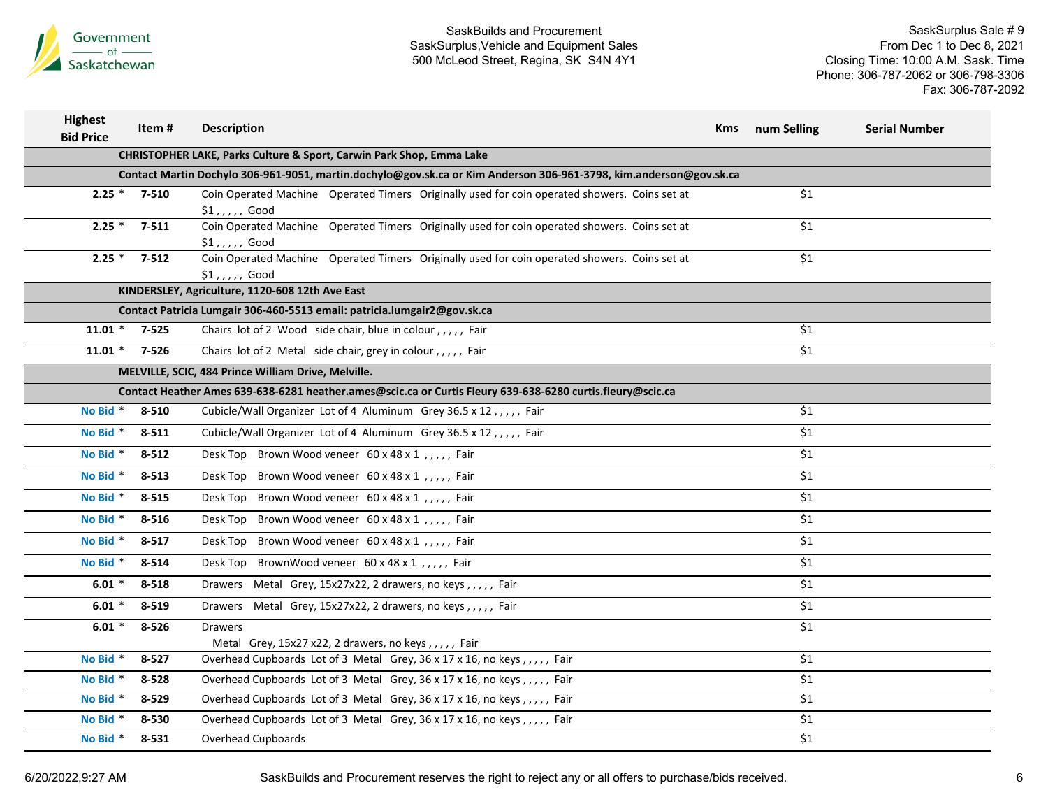| Highest Bid Price | Item # | Description | Kms | num Selling | Serial Number |
|---|---|---|---|---|---|
| | | **CHRISTOPHER LAKE, Parks Culture & Sport, Carwin Park Shop, Emma Lake** | | | |
| | | **Contact Martin Dochylo 306-961-9051, martin.dochylo@gov.sk.ca or Kim Anderson 306-961-3798, kim.anderson@gov.sk.ca** | | | |
| 2.25 * | 7-510 | Coin Operated Machine Operated Timers Originally used for coin operated showers. Coins set at $1 , , , , , Good | | $1 | |
| 2.25 * | 7-511 | Coin Operated Machine Operated Timers Originally used for coin operated showers. Coins set at $1 , , , , , Good | | $1 | |
| 2.25 * | 7-512 | Coin Operated Machine Operated Timers Originally used for coin operated showers. Coins set at $1 , , , , , Good | | $1 | |
| | | **KINDERSLEY, Agriculture, 1120-608 12th Ave East** | | | |
| | | **Contact Patricia Lumgair 306-460-5513 email: patricia.lumgair2@gov.sk.ca** | | | |
| 11.01 * | 7-525 | Chairs lot of 2 Wood side chair, blue in colour , , , , , Fair | | $1 | |
| 11.01 * | 7-526 | Chairs lot of 2 Metal side chair, grey in colour , , , , , Fair | | $1 | |
| | | **MELVILLE, SCIC, 484 Prince William Drive, Melville.** | | | |
| | | **Contact Heather Ames 639-638-6281 heather.ames@scic.ca or Curtis Fleury 639-638-6280 curtis.fleury@scic.ca** | | | |
| No Bid * | 8-510 | Cubicle/Wall Organizer Lot of 4 Aluminum Grey 36.5 x 12 , , , , , Fair | | $1 | |
| No Bid * | 8-511 | Cubicle/Wall Organizer Lot of 4 Aluminum Grey 36.5 x 12 , , , , , Fair | | $1 | |
| No Bid * | 8-512 | Desk Top Brown Wood veneer 60 x 48 x 1 , , , , , Fair | | $1 | |
| No Bid * | 8-513 | Desk Top Brown Wood veneer 60 x 48 x 1 , , , , , Fair | | $1 | |
| No Bid * | 8-515 | Desk Top Brown Wood veneer 60 x 48 x 1 , , , , , Fair | | $1 | |
| No Bid * | 8-516 | Desk Top Brown Wood veneer 60 x 48 x 1 , , , , , Fair | | $1 | |
| No Bid * | 8-517 | Desk Top Brown Wood veneer 60 x 48 x 1 , , , , , Fair | | $1 | |
| No Bid * | 8-514 | Desk Top BrownWood veneer 60 x 48 x 1 , , , , , Fair | | $1 | |
| 6.01 * | 8-518 | Drawers Metal Grey, 15x27x22, 2 drawers, no keys , , , , , Fair | | $1 | |
| 6.01 * | 8-519 | Drawers Metal Grey, 15x27x22, 2 drawers, no keys , , , , , Fair | | $1 | |
| 6.01 * | 8-526 | Drawers Metal Grey, 15x27 x22, 2 drawers, no keys , , , , , Fair | | $1 | |
| No Bid * | 8-527 | Overhead Cupboards Lot of 3 Metal Grey, 36 x 17 x 16, no keys , , , , , Fair | | $1 | |
| No Bid * | 8-528 | Overhead Cupboards Lot of 3 Metal Grey, 36 x 17 x 16, no keys , , , , , Fair | | $1 | |
| No Bid * | 8-529 | Overhead Cupboards Lot of 3 Metal Grey, 36 x 17 x 16, no keys , , , , , Fair | | $1 | |
| No Bid * | 8-530 | Overhead Cupboards Lot of 3 Metal Grey, 36 x 17 x 16, no keys , , , , , Fair | | $1 | |
| No Bid * | 8-531 | Overhead Cupboards | | $1 | |

SaskBuilds and Procurement reserves the right to reject any or all offers to purchase/bids received.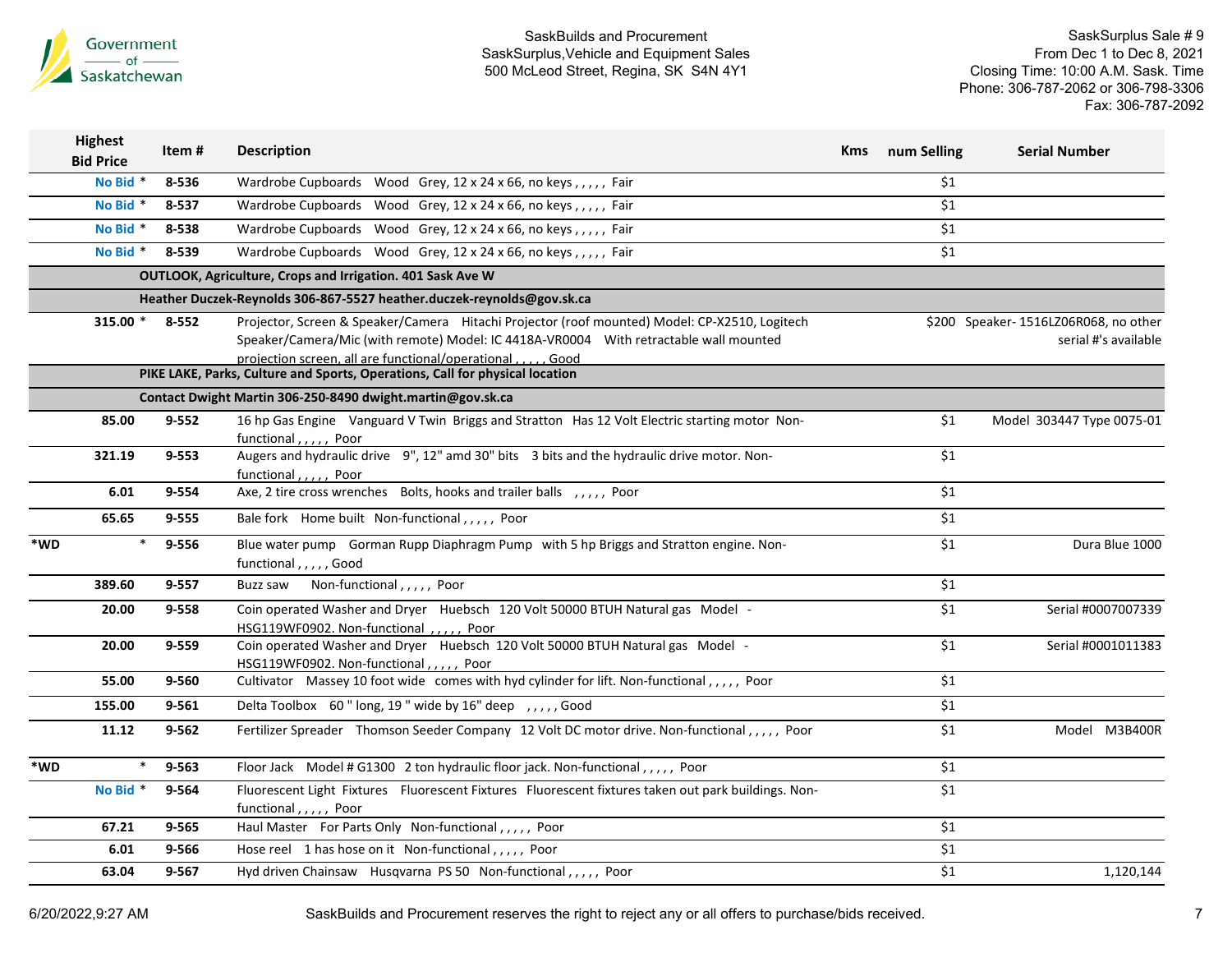| Highest Bid Price | Item # | Description | Kms | num Selling | Serial Number |
|---|---|---|---|---|---|
| No Bid * | 8-536 | Wardrobe Cupboards Wood Grey, 12 x 24 x 66, no keys , , , , , Fair | | $1 | |
| No Bid * | 8-537 | Wardrobe Cupboards Wood Grey, 12 x 24 x 66, no keys , , , , , Fair | | $1 | |
| No Bid * | 8-538 | Wardrobe Cupboards Wood Grey, 12 x 24 x 66, no keys , , , , , Fair | | $1 | |
| No Bid * | 8-539 | Wardrobe Cupboards Wood Grey, 12 x 24 x 66, no keys , , , , , Fair | | $1 | |
| | **OUTLOOK, Agriculture, Crops and Irrigation. 401 Sask Ave W** | | | | |
| | **Heather Duczek-Reynolds 306-867-5527 heather.duczek-reynolds@gov.sk.ca** | | | | |
| 315.00 * | 8-552 | Projector, Screen & Speaker/Camera Hitachi Projector (roof mounted) Model: CP-X2510, Logitech Speaker/Camera/Mic (with remote) Model: IC 4418A-VR0004 With retractable wall mounted projection screen, all are functional/operational , , , , , Good | | $200 | Speaker- 1516LZ06R068, no other serial #'s available |
| | **PIKE LAKE, Parks, Culture and Sports, Operations, Call for physical location** | | | | |
| | **Contact Dwight Martin 306-250-8490 dwight.martin@gov.sk.ca** | | | | |
| 85.00 | 9-552 | 16 hp Gas Engine Vanguard V Twin Briggs and Stratton Has 12 Volt Electric starting motor Non-functional , , , , , Poor | | $1 | Model 303447 Type 0075-01 |
| 321.19 | 9-553 | Augers and hydraulic drive 9", 12" amd 30" bits 3 bits and the hydraulic drive motor. Non-functional , , , , , Poor | | $1 | |
| 6.01 | 9-554 | Axe, 2 tire cross wrenches Bolts, hooks and trailer balls , , , , , Poor | | $1 | |
| 65.65 | 9-555 | Bale fork Home built Non-functional , , , , , Poor | | $1 | |
| *WD * | 9-556 | Blue water pump Gorman Rupp Diaphragm Pump with 5 hp Briggs and Stratton engine. Non-functional , , , , , Good | | $1 | Dura Blue 1000 |
| 389.60 | 9-557 | Buzz saw Non-functional , , , , , Poor | | $1 | |
| 20.00 | 9-558 | Coin operated Washer and Dryer Huebsch 120 Volt 50000 BTUH Natural gas Model - HSG119WF0902. Non-functional , , , , , Poor | | $1 | Serial #0007007339 |
| 20.00 | 9-559 | Coin operated Washer and Dryer Huebsch 120 Volt 50000 BTUH Natural gas Model - HSG119WF0902. Non-functional , , , , , Poor | | $1 | Serial #0001011383 |
| 55.00 | 9-560 | Cultivator Massey 10 foot wide comes with hyd cylinder for lift. Non-functional , , , , , Poor | | $1 | |
| 155.00 | 9-561 | Delta Toolbox 60 " long, 19 " wide by 16" deep , , , , , Good | | $1 | |
| 11.12 | 9-562 | Fertilizer Spreader Thomson Seeder Company 12 Volt DC motor drive. Non-functional , , , , , Poor | | $1 | Model M3B400R |
| *WD * | 9-563 | Floor Jack Model # G1300 2 ton hydraulic floor jack. Non-functional , , , , , Poor | | $1 | |
| No Bid * | 9-564 | Fluorescent Light Fixtures Fluorescent Fixtures Fluorescent fixtures taken out park buildings. Non-functional , , , , , Poor | | $1 | |
| 67.21 | 9-565 | Haul Master For Parts Only Non-functional , , , , , Poor | | $1 | |
| 6.01 | 9-566 | Hose reel 1 has hose on it Non-functional , , , , , Poor | | $1 | |
| 63.04 | 9-567 | Hyd driven Chainsaw Husqvarna PS 50 Non-functional , , , , , Poor | | $1 | 1,120,144 |

SaskBuilds and Procurement reserves the right to reject any or all offers to purchase/bids received.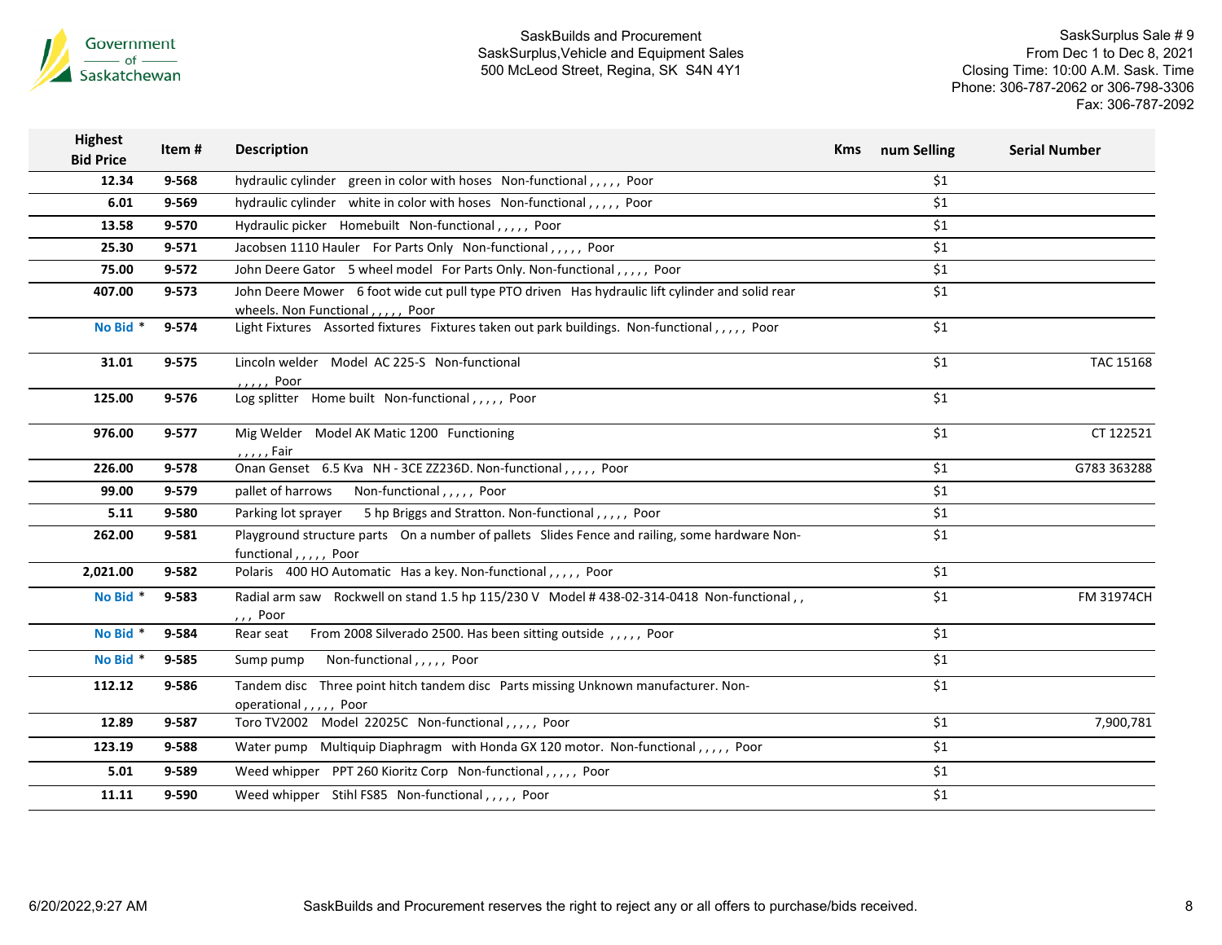| Highest Bid Price | Item # | Description | Kms | num Selling | Serial Number |
|---|---|---|---|---|---|
| 12.34 | 9-568 | hydraulic cylinder green in color with hoses Non-functional , , , , , Poor | | $1 | |
| 6.01 | 9-569 | hydraulic cylinder white in color with hoses Non-functional , , , , , Poor | | $1 | |
| 13.58 | 9-570 | Hydraulic picker Homebuilt Non-functional , , , , , Poor | | $1 | |
| 25.30 | 9-571 | Jacobsen 1110 Hauler For Parts Only Non-functional , , , , , Poor | | $1 | |
| 75.00 | 9-572 | John Deere Gator 5 wheel model For Parts Only. Non-functional , , , , , Poor | | $1 | |
| 407.00 | 9-573 | John Deere Mower 6 foot wide cut pull type PTO driven Has hydraulic lift cylinder and solid rear wheels. Non Functional , , , , , Poor | | $1 | |
| No Bid * | 9-574 | Light Fixtures Assorted fixtures Fixtures taken out park buildings. Non-functional , , , , , Poor | | $1 | |
| 31.01 | 9-575 | Lincoln welder Model AC 225-S Non-functional , , , , , Poor | | $1 | TAC 15168 |
| 125.00 | 9-576 | Log splitter Home built Non-functional , , , , , Poor | | $1 | |
| 976.00 | 9-577 | Mig Welder Model AK Matic 1200 Functioning , , , , , Fair | | $1 | CT 122521 |
| 226.00 | 9-578 | Onan Genset 6.5 Kva NH - 3CE ZZ236D. Non-functional , , , , , Poor | | $1 | G783 363288 |
| 99.00 | 9-579 | pallet of harrows Non-functional , , , , , Poor | | $1 | |
| 5.11 | 9-580 | Parking lot sprayer 5 hp Briggs and Stratton. Non-functional , , , , , Poor | | $1 | |
| 262.00 | 9-581 | Playground structure parts On a number of pallets Slides Fence and railing, some hardware Non-functional , , , , , Poor | | $1 | |
| 2,021.00 | 9-582 | Polaris 400 HO Automatic Has a key. Non-functional , , , , , Poor | | $1 | |
| No Bid * | 9-583 | Radial arm saw Rockwell on stand 1.5 hp 115/230 V Model # 438-02-314-0418 Non-functional , , , , , Poor | | $1 | FM 31974CH |
| No Bid * | 9-584 | Rear seat From 2008 Silverado 2500. Has been sitting outside , , , , , Poor | | $1 | |
| No Bid * | 9-585 | Sump pump Non-functional , , , , , Poor | | $1 | |
| 112.12 | 9-586 | Tandem disc Three point hitch tandem disc Parts missing Unknown manufacturer. Non-operational , , , , , Poor | | $1 | |
| 12.89 | 9-587 | Toro TV2002 Model 22025C Non-functional , , , , , Poor | | $1 | 7,900,781 |
| 123.19 | 9-588 | Water pump Multiquip Diaphragm with Honda GX 120 motor. Non-functional , , , , , Poor | | $1 | |
| 5.01 | 9-589 | Weed whipper PPT 260 Kioritz Corp Non-functional , , , , , Poor | | $1 | |
| 11.11 | 9-590 | Weed whipper Stihl FS85 Non-functional , , , , , Poor | | $1 | |

SaskBuilds and Procurement reserves the right to reject any or all offers to purchase/bids received.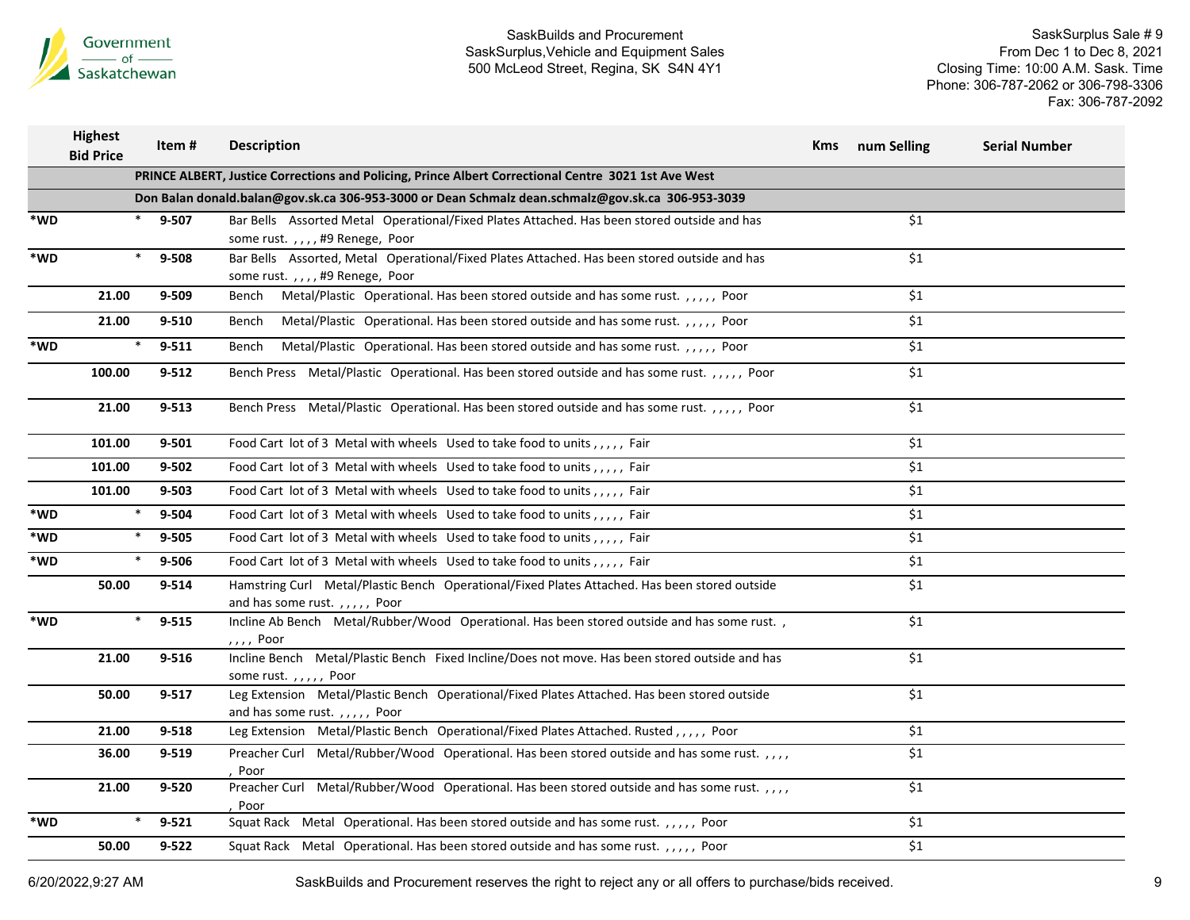SaskBuilds and Procurement
SaskSurplus,Vehicle and Equipment Sales
500 McLeod Street, Regina, SK S4N 4Y1

SaskSurplus Sale # 9
From Dec 1 to Dec 8, 2021
Closing Time: 10:00 A.M. Sask. Time
Phone: 306-787-2062 or 306-798-3306
Fax: 306-787-2092

| | Highest Bid Price | Item # | Description | Kms | num Selling | Serial Number |
|---|---|---|---|---|---|---|
| | | | **PRINCE ALBERT, Justice Corrections and Policing, Prince Albert Correctional Centre 3021 1st Ave West** | | | |
| | | | **Don Balan donald.balan@gov.sk.ca 306-953-3000 or Dean Schmalz dean.schmalz@gov.sk.ca 306-953-3039** | | | |
| *WD | * | 9-507 | Bar Bells Assorted Metal Operational/Fixed Plates Attached. Has been stored outside and has some rust. , , , , #9 Renege, Poor | | $1 | |
| *WD | * | 9-508 | Bar Bells Assorted, Metal Operational/Fixed Plates Attached. Has been stored outside and has some rust. , , , , #9 Renege, Poor | | $1 | |
| | 21.00 | 9-509 | Bench Metal/Plastic Operational. Has been stored outside and has some rust. , , , , , Poor | | $1 | |
| | 21.00 | 9-510 | Bench Metal/Plastic Operational. Has been stored outside and has some rust. , , , , , Poor | | $1 | |
| *WD | * | 9-511 | Bench Metal/Plastic Operational. Has been stored outside and has some rust. , , , , , Poor | | $1 | |
| | 100.00 | 9-512 | Bench Press Metal/Plastic Operational. Has been stored outside and has some rust. , , , , , Poor | | $1 | |
| | 21.00 | 9-513 | Bench Press Metal/Plastic Operational. Has been stored outside and has some rust. , , , , , Poor | | $1 | |
| | 101.00 | 9-501 | Food Cart lot of 3 Metal with wheels Used to take food to units , , , , , Fair | | $1 | |
| | 101.00 | 9-502 | Food Cart lot of 3 Metal with wheels Used to take food to units , , , , , Fair | | $1 | |
| | 101.00 | 9-503 | Food Cart lot of 3 Metal with wheels Used to take food to units , , , , , Fair | | $1 | |
| *WD | * | 9-504 | Food Cart lot of 3 Metal with wheels Used to take food to units , , , , , Fair | | $1 | |
| *WD | * | 9-505 | Food Cart lot of 3 Metal with wheels Used to take food to units , , , , , Fair | | $1 | |
| *WD | * | 9-506 | Food Cart lot of 3 Metal with wheels Used to take food to units , , , , , Fair | | $1 | |
| | 50.00 | 9-514 | Hamstring Curl Metal/Plastic Bench Operational/Fixed Plates Attached. Has been stored outside and has some rust. , , , , , Poor | | $1 | |
| *WD | * | 9-515 | Incline Ab Bench Metal/Rubber/Wood Operational. Has been stored outside and has some rust. , , , , , Poor | | $1 | |
| | 21.00 | 9-516 | Incline Bench Metal/Plastic Bench Fixed Incline/Does not move. Has been stored outside and has some rust. , , , , , Poor | | $1 | |
| | 50.00 | 9-517 | Leg Extension Metal/Plastic Bench Operational/Fixed Plates Attached. Has been stored outside and has some rust. , , , , , Poor | | $1 | |
| | 21.00 | 9-518 | Leg Extension Metal/Plastic Bench Operational/Fixed Plates Attached. Rusted , , , , , Poor | | $1 | |
| | 36.00 | 9-519 | Preacher Curl Metal/Rubber/Wood Operational. Has been stored outside and has some rust. , , , , , Poor | | $1 | |
| | 21.00 | 9-520 | Preacher Curl Metal/Rubber/Wood Operational. Has been stored outside and has some rust. , , , , , Poor | | $1 | |
| *WD | * | 9-521 | Squat Rack Metal Operational. Has been stored outside and has some rust. , , , , , Poor | | $1 | |
| | 50.00 | 9-522 | Squat Rack Metal Operational. Has been stored outside and has some rust. , , , , , Poor | | $1 | |

SaskBuilds and Procurement reserves the right to reject any or all offers to purchase/bids received.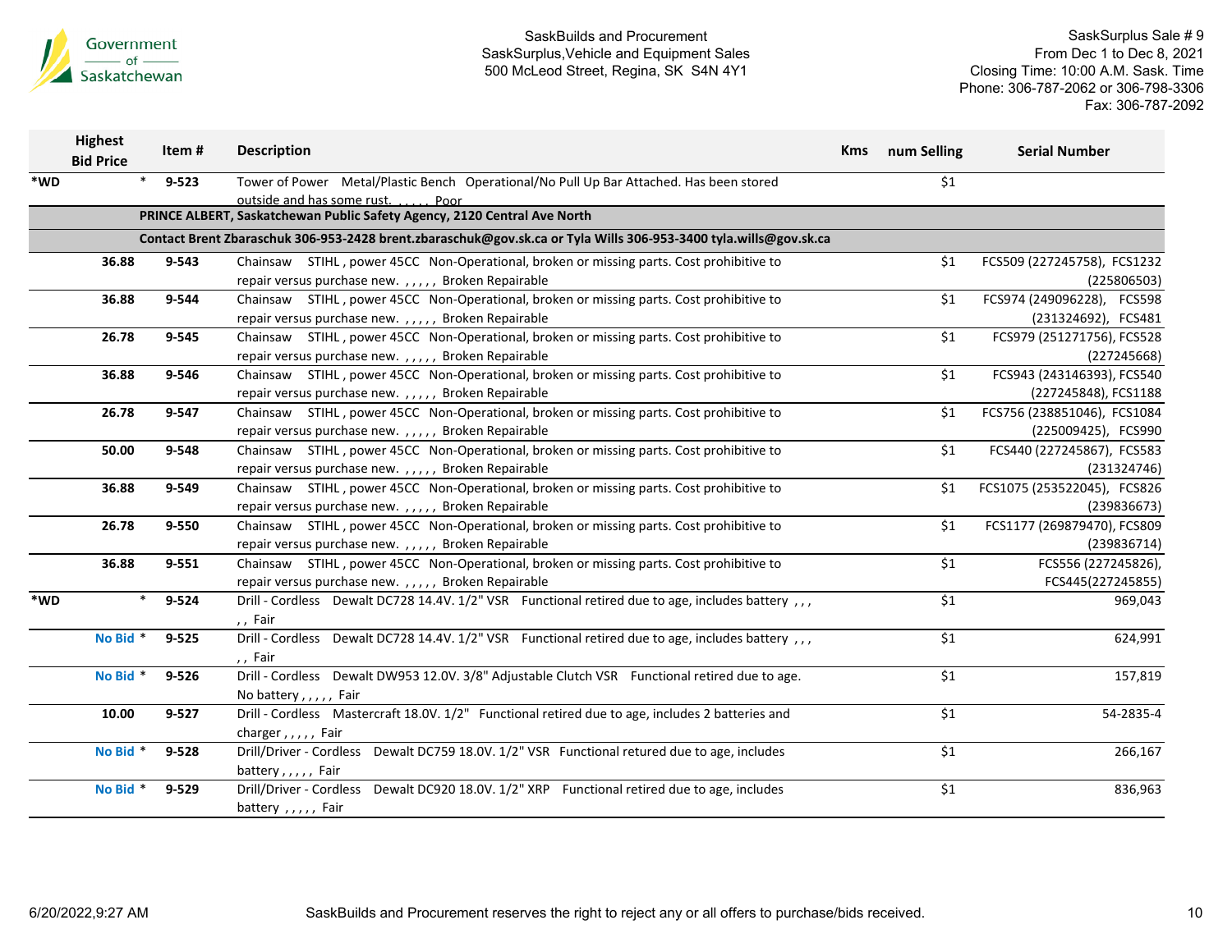Government of Saskatchewan

SaskBuilds and Procurement
SaskSurplus,Vehicle and Equipment Sales
500 McLeod Street, Regina, SK S4N 4Y1

SaskSurplus Sale # 9
From Dec 1 to Dec 8, 2021
Closing Time: 10:00 A.M. Sask. Time
Phone: 306-787-2062 or 306-798-3306
Fax: 306-787-2092

| | Highest Bid Price | Item # | Description | Kms | num Selling | Serial Number |
|---|---|---|---|---|---|---|
| *WD | * | 9-523 | Tower of Power Metal/Plastic Bench Operational/No Pull Up Bar Attached. Has been stored outside and has some rust. , , , , , Poor | | $1 | |
| | | PRINCE ALBERT, Saskatchewan Public Safety Agency, 2120 Central Ave North | | | | |
| | | Contact Brent Zbaraschuk 306-953-2428 brent.zbaraschuk@gov.sk.ca or Tyla Wills 306-953-3400 tyla.wills@gov.sk.ca | | | | |
| | 36.88 | 9-543 | Chainsaw STIHL , power 45CC Non-Operational, broken or missing parts. Cost prohibitive to repair versus purchase new. , , , , , Broken Repairable | | $1 | FCS509 (227245758), FCS1232 (225806503) |
| | 36.88 | 9-544 | Chainsaw STIHL , power 45CC Non-Operational, broken or missing parts. Cost prohibitive to repair versus purchase new. , , , , , Broken Repairable | | $1 | FCS974 (249096228), FCS598 (231324692), FCS481 |
| | 26.78 | 9-545 | Chainsaw STIHL , power 45CC Non-Operational, broken or missing parts. Cost prohibitive to repair versus purchase new. , , , , , Broken Repairable | | $1 | FCS979 (251271756), FCS528 (227245668) |
| | 36.88 | 9-546 | Chainsaw STIHL , power 45CC Non-Operational, broken or missing parts. Cost prohibitive to repair versus purchase new. , , , , , Broken Repairable | | $1 | FCS943 (243146393), FCS540 (227245848), FCS1188 |
| | 26.78 | 9-547 | Chainsaw STIHL , power 45CC Non-Operational, broken or missing parts. Cost prohibitive to repair versus purchase new. , , , , , Broken Repairable | | $1 | FCS756 (238851046), FCS1084 (225009425), FCS990 |
| | 50.00 | 9-548 | Chainsaw STIHL , power 45CC Non-Operational, broken or missing parts. Cost prohibitive to repair versus purchase new. , , , , , Broken Repairable | | $1 | FCS440 (227245867), FCS583 (231324746) |
| | 36.88 | 9-549 | Chainsaw STIHL , power 45CC Non-Operational, broken or missing parts. Cost prohibitive to repair versus purchase new. , , , , , Broken Repairable | | $1 | FCS1075 (253522045), FCS826 (239836673) |
| | 26.78 | 9-550 | Chainsaw STIHL , power 45CC Non-Operational, broken or missing parts. Cost prohibitive to repair versus purchase new. , , , , , Broken Repairable | | $1 | FCS1177 (269879470), FCS809 (239836714) |
| | 36.88 | 9-551 | Chainsaw STIHL , power 45CC Non-Operational, broken or missing parts. Cost prohibitive to repair versus purchase new. , , , , , Broken Repairable | | $1 | FCS556 (227245826), FCS445(227245855) |
| *WD | * | 9-524 | Drill - Cordless Dewalt DC728 14.4V. 1/2" VSR Functional retired due to age, includes battery , , , , , Fair | | $1 | 969,043 |
| | No Bid * | 9-525 | Drill - Cordless Dewalt DC728 14.4V. 1/2" VSR Functional retired due to age, includes battery , , , , , Fair | | $1 | 624,991 |
| | No Bid * | 9-526 | Drill - Cordless Dewalt DW953 12.0V. 3/8" Adjustable Clutch VSR Functional retired due to age. No battery , , , , , Fair | | $1 | 157,819 |
| | 10.00 | 9-527 | Drill - Cordless Mastercraft 18.0V. 1/2" Functional retired due to age, includes 2 batteries and charger , , , , , Fair | | $1 | 54-2835-4 |
| | No Bid * | 9-528 | Drill/Driver - Cordless Dewalt DC759 18.0V. 1/2" VSR Functional retured due to age, includes battery , , , , , Fair | | $1 | 266,167 |
| | No Bid * | 9-529 | Drill/Driver - Cordless Dewalt DC920 18.0V. 1/2" XRP Functional retired due to age, includes battery , , , , , Fair | | $1 | 836,963 |

6/20/2022,9:27 AM SaskBuilds and Procurement reserves the right to reject any or all offers to purchase/bids received.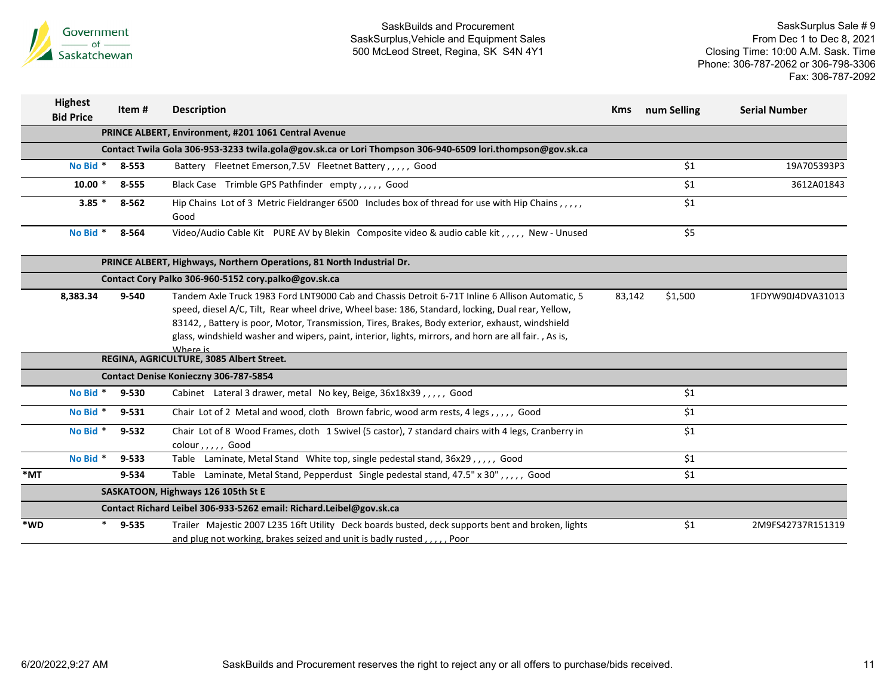SaskBuilds and Procurement
SaskSurplus,Vehicle and Equipment Sales
500 McLeod Street, Regina, SK S4N 4Y1

SaskSurplus Sale # 9
From Dec 1 to Dec 8, 2021
Closing Time: 10:00 A.M. Sask. Time
Phone: 306-787-2062 or 306-798-3306
Fax: 306-787-2092

| | Highest Bid Price | Item # | Description | Kms | num Selling | Serial Number |
|---|---|---|---|---|---|---|
| | | | **PRINCE ALBERT, Environment, #201 1061 Central Avenue** | | | |
| | | | **Contact Twila Gola 306-953-3233 twila.gola@gov.sk.ca or Lori Thompson 306-940-6509 lori.thompson@gov.sk.ca** | | | |
| | No Bid * | 8-553 | Battery Fleetnet Emerson,7.5V Fleetnet Battery , , , , , Good | | $1 | 19A705393P3 |
| | 10.00 * | 8-555 | Black Case Trimble GPS Pathfinder empty , , , , , Good | | $1 | 3612A01843 |
| | 3.85 * | 8-562 | Hip Chains Lot of 3 Metric Fieldranger 6500 Includes box of thread for use with Hip Chains , , , , , Good | | $1 | |
| | No Bid * | 8-564 | Video/Audio Cable Kit PURE AV by Blekin Composite video & audio cable kit , , , , , New - Unused | | $5 | |
| | | | **PRINCE ALBERT, Highways, Northern Operations, 81 North Industrial Dr.** | | | |
| | | | **Contact Cory Palko 306-960-5152 cory.palko@gov.sk.ca** | | | |
| | 8,383.34 | 9-540 | Tandem Axle Truck 1983 Ford LNT9000 Cab and Chassis Detroit 6-71T Inline 6 Allison Automatic, 5 speed, diesel A/C, Tilt, Rear wheel drive, Wheel base: 186, Standard, locking, Dual rear, Yellow, 83142, , Battery is poor, Motor, Transmission, Tires, Brakes, Body exterior, exhaust, windshield glass, windshield washer and wipers, paint, interior, lights, mirrors, and horn are all fair. , As is, Where is | 83,142 | $1,500 | 1FDYW90J4DVA31013 |
| | | | **REGINA, AGRICULTURE, 3085 Albert Street.** | | | |
| | | | **Contact Denise Konieczny 306-787-5854** | | | |
| | No Bid * | 9-530 | Cabinet Lateral 3 drawer, metal No key, Beige, 36x18x39 , , , , , Good | | $1 | |
| | No Bid * | 9-531 | Chair Lot of 2 Metal and wood, cloth Brown fabric, wood arm rests, 4 legs , , , , , Good | | $1 | |
| | No Bid * | 9-532 | Chair Lot of 8 Wood Frames, cloth 1 Swivel (5 castor), 7 standard chairs with 4 legs, Cranberry in colour , , , , , Good | | $1 | |
| | No Bid * | 9-533 | Table Laminate, Metal Stand White top, single pedestal stand, 36x29 , , , , , Good | | $1 | |
| *MT | | 9-534 | Table Laminate, Metal Stand, Pepperdust Single pedestal stand, 47.5" x 30" , , , , , Good | | $1 | |
| | | | **SASKATOON, Highways 126 105th St E** | | | |
| | | | **Contact Richard Leibel 306-933-5262 email: Richard.Leibel@gov.sk.ca** | | | |
| *WD | * | 9-535 | Trailer Majestic 2007 L235 16ft Utility Deck boards busted, deck supports bent and broken, lights and plug not working, brakes seized and unit is badly rusted , , , , , Poor | | $1 | 2M9FS42737R151319 |

6/20/2022,9:27 AM

SaskBuilds and Procurement reserves the right to reject any or all offers to purchase/bids received.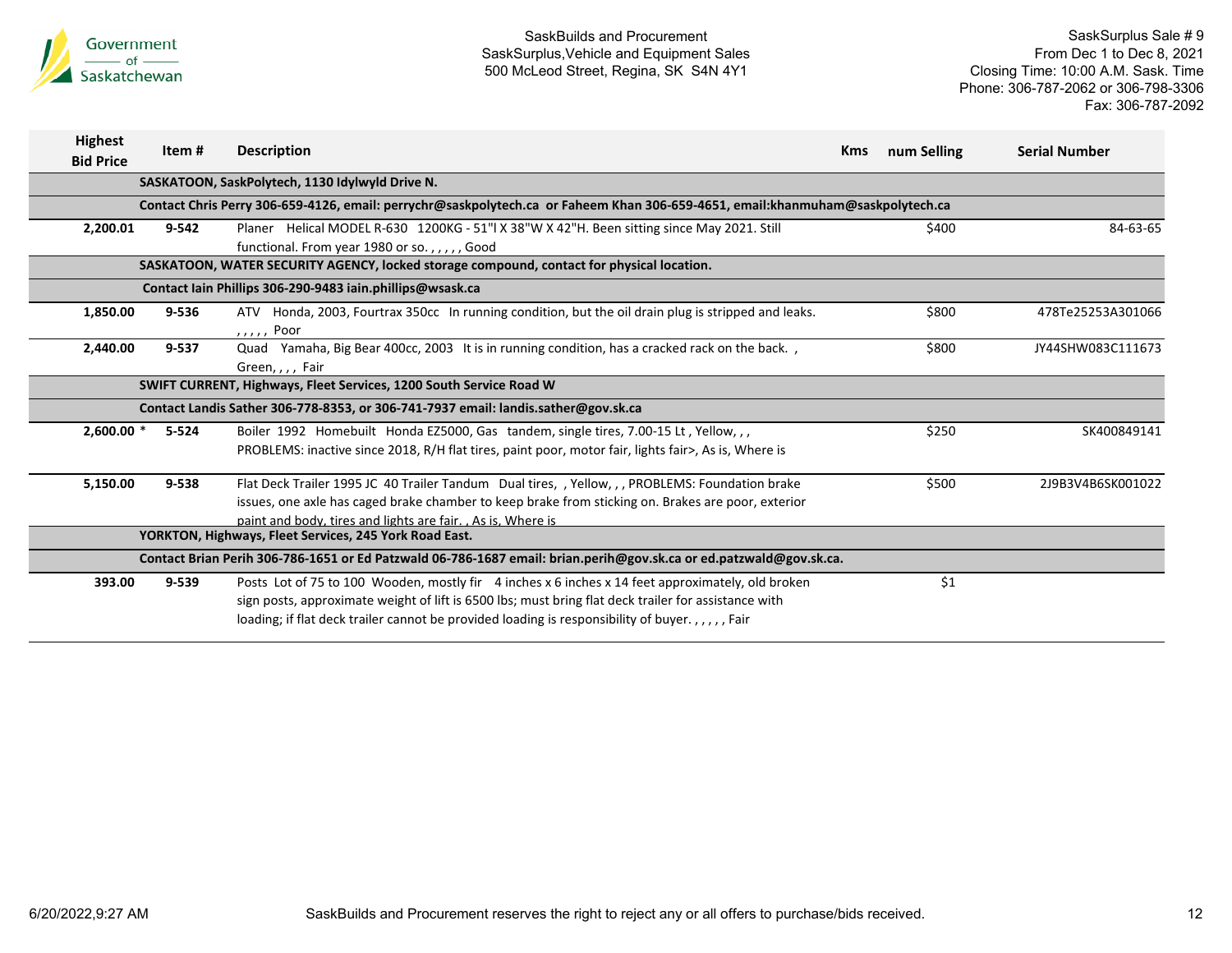| Highest Bid Price | Item # | Description | Kms | num Selling | Serial Number |
|---|---|---|---|---|---|
| | | **SASKATOON, SaskPolytech, 1130 Idylwyld Drive N.** | | | |
| | | **Contact Chris Perry 306-659-4126, email: perrychr@saskpolytech.ca or Faheem Khan 306-659-4651, email:khanmuham@saskpolytech.ca** | | | |
| 2,200.01 | 9-542 | Planer Helical MODEL R-630 1200KG - 51"l X 38"W X 42"H. Been sitting since May 2021. Still functional. From year 1980 or so. , , , , , Good | | $400 | 84-63-65 |
| | | **SASKATOON, WATER SECURITY AGENCY, locked storage compound, contact for physical location.** | | | |
| | | **Contact Iain Phillips 306-290-9483 iain.phillips@wsask.ca** | | | |
| 1,850.00 | 9-536 | ATV Honda, 2003, Fourtrax 350cc In running condition, but the oil drain plug is stripped and leaks. , , , , , Poor | | $800 | 478Te25253A301066 |
| 2,440.00 | 9-537 | Quad Yamaha, Big Bear 400cc, 2003 It is in running condition, has a cracked rack on the back. , Green, , , , Fair | | $800 | JY44SHW083C111673 |
| | | **SWIFT CURRENT, Highways, Fleet Services, 1200 South Service Road W** | | | |
| | | **Contact Landis Sather 306-778-8353, or 306-741-7937 email: landis.sather@gov.sk.ca** | | | |
| 2,600.00 * | 5-524 | Boiler 1992 Homebuilt Honda EZ5000, Gas tandem, single tires, 7.00-15 Lt , Yellow, , , PROBLEMS: inactive since 2018, R/H flat tires, paint poor, motor fair, lights fair>, As is, Where is | | $250 | SK400849141 |
| 5,150.00 | 9-538 | Flat Deck Trailer 1995 JC 40 Trailer Tandum Dual tires, , Yellow, , , PROBLEMS: Foundation brake issues, one axle has caged brake chamber to keep brake from sticking on. Brakes are poor, exterior paint and body, tires and lights are fair. , As is, Where is | | $500 | 2J9B3V4B6SK001022 |
| | | **YORKTON, Highways, Fleet Services, 245 York Road East.** | | | |
| | | **Contact Brian Perih 306-786-1651 or Ed Patzwald 06-786-1687 email: brian.perih@gov.sk.ca or ed.patzwald@gov.sk.ca.** | | | |
| 393.00 | 9-539 | Posts Lot of 75 to 100 Wooden, mostly fir 4 inches x 6 inches x 14 feet approximately, old broken sign posts, approximate weight of lift is 6500 lbs; must bring flat deck trailer for assistance with loading; if flat deck trailer cannot be provided loading is responsibility of buyer. , , , , , Fair | | $1 | |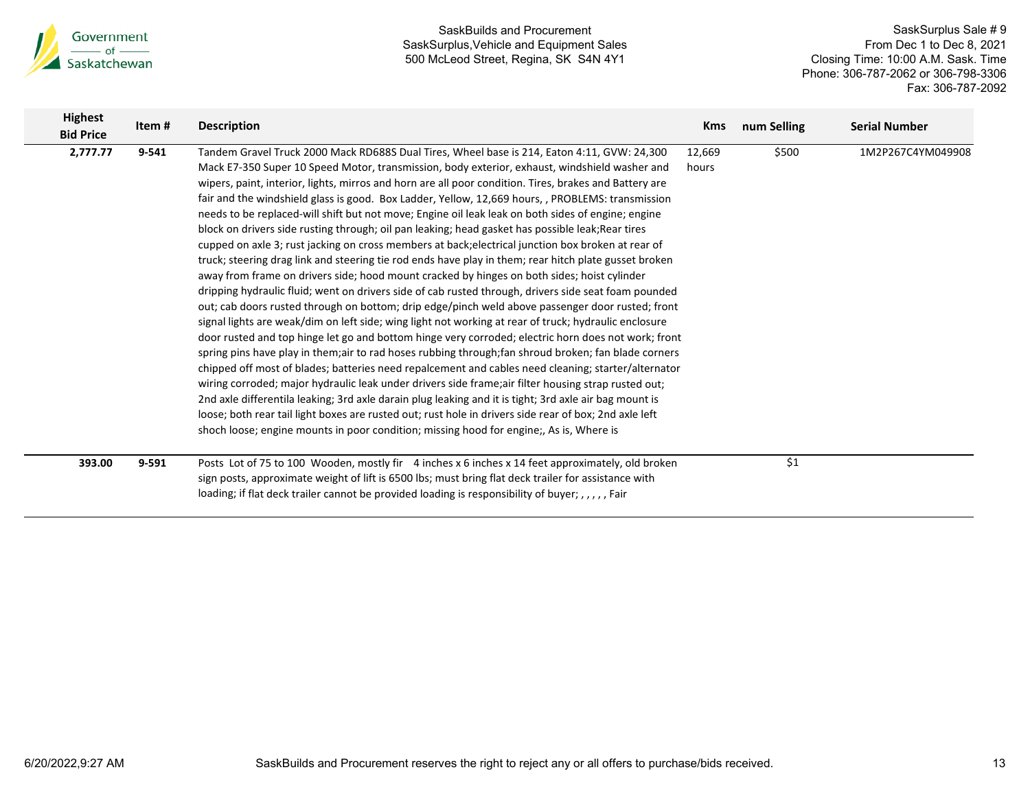| Highest Bid Price | Item # | Description | Kms | num Selling | Serial Number |
|---|---|---|---|---|---|
| 2,777.77 | 9-541 | Tandem Gravel Truck 2000 Mack RD688S Dual Tires, Wheel base is 214, Eaton 4:11, GVW: 24,300 Mack E7-350 Super 10 Speed Motor, transmission, body exterior, exhaust, windshield washer and wipers, paint, interior, lights, mirros and horn are all poor condition. Tires, brakes and Battery are fair and the windshield glass is good. Box Ladder, Yellow, 12,669 hours, , PROBLEMS: transmission needs to be replaced-will shift but not move; Engine oil leak leak on both sides of engine; engine block on drivers side rusting through; oil pan leaking; head gasket has possible leak;Rear tires cupped on axle 3; rust jacking on cross members at back;electrical junction box broken at rear of truck; steering drag link and steering tie rod ends have play in them; rear hitch plate gusset broken away from frame on drivers side; hood mount cracked by hinges on both sides; hoist cylinder dripping hydraulic fluid; went on drivers side of cab rusted through, drivers side seat foam pounded out; cab doors rusted through on bottom; drip edge/pinch weld above passenger door rusted; front signal lights are weak/dim on left side; wing light not working at rear of truck; hydraulic enclosure door rusted and top hinge let go and bottom hinge very corroded; electric horn does not work; front spring pins have play in them;air to rad hoses rubbing through;fan shroud broken; fan blade corners chipped off most of blades; batteries need repalcement and cables need cleaning; starter/alternator wiring corroded; major hydraulic leak under drivers side frame;air filter housing strap rusted out; 2nd axle differentila leaking; 3rd axle darain plug leaking and it is tight; 3rd axle air bag mount is loose; both rear tail light boxes are rusted out; rust hole in drivers side rear of box; 2nd axle left shoch loose; engine mounts in poor condition; missing hood for engine;, As is, Where is | 12,669 hours | $500 | 1M2P267C4YM049908 |
| 393.00 | 9-591 | Posts Lot of 75 to 100 Wooden, mostly fir 4 inches x 6 inches x 14 feet approximately, old broken sign posts, approximate weight of lift is 6500 lbs; must bring flat deck trailer for assistance with loading; if flat deck trailer cannot be provided loading is responsibility of buyer; , , , , , Fair | | $1 | |